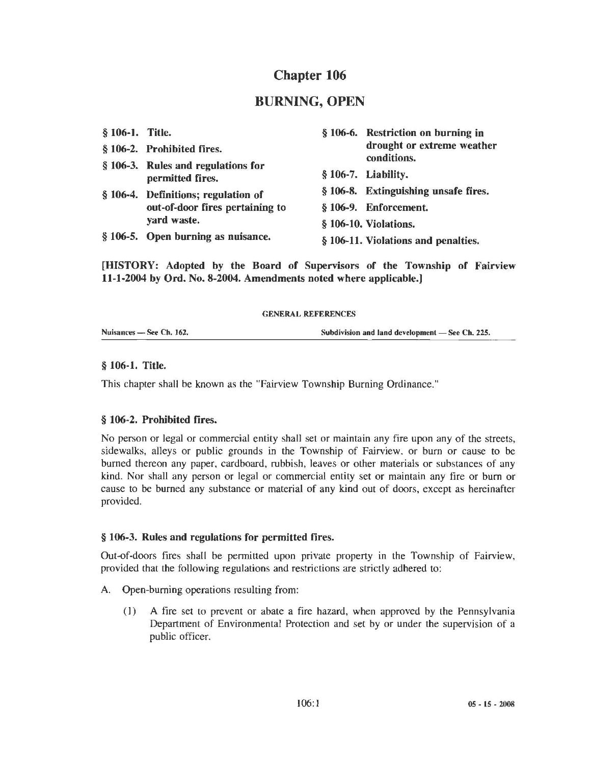# Chapter 106

# BURNING, OPEN

**§ 106-1. Title.**

**§ 106-2. Prohibited fires.**

**§ 106-3. Rules and regulations for permitted fires.**

**§ 106-4. Definitions; regulation of out-of-door fires pertaining to yard waste.**

**§ 106-5. Open burning as nuisance.**

**§ 106-6. Restriction on burning in drought or extreme weather conditions.**

**§ 106-7. Liability.**

**§ 106-8. Extinguishing unsafe fires.**

**§ 106-9. Enforcement.**

**§ 106-10. Violations.**

**§ 106-11. Violations and penalties.**

**[HISTORY: Adopted by the Board of Supervisors of the Township of Fairview 11-1-2004 by Ord. No. 8-2004. Amendments noted where applicable.]**

GENERAL REFERENCES

| Nuisances — See Ch. 162. | Subdivision and land development — See Ch. 225. |
| --- | --- |

### § 106-1. Title.

This chapter shall be known as the "Fairview Township Burning Ordinance."

### § 106-2. Prohibited fires.

No person or legal or commercial entity shall set or maintain any fire upon any of the streets, sidewalks, alleys or public grounds in the Township of Fairview, or burn or cause to be burned thereon any paper, cardboard, rubbish, leaves or other materials or substances of any kind. Nor shall any person or legal or commercial entity set or maintain any fire or burn or cause to be burned any substance or material of any kind out of doors, except as hereinafter provided.

### § 106-3. Rules and regulations for permitted fires.

Out-of-doors fires shall be permitted upon private property in the Township of Fairview, provided that the following regulations and restrictions are strictly adhered to:

A. Open-burning operations resulting from:

(1) A fire set to prevent or abate a fire hazard, when approved by the Pennsylvania Department of Environmental Protection and set by or under the supervision of a public officer.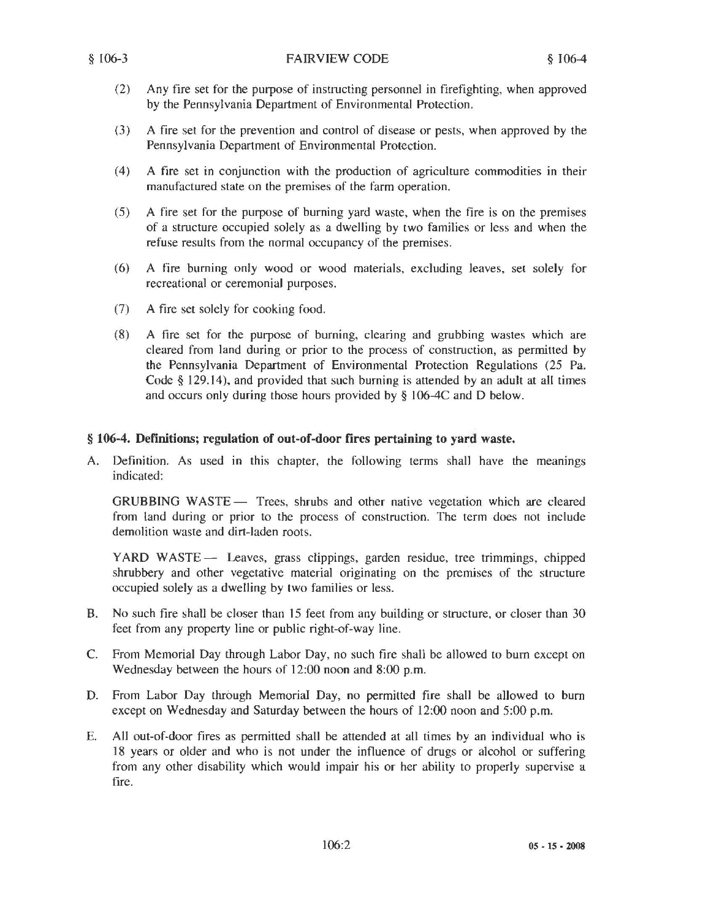(2) Any fire set for the purpose of instructing personnel in firefighting, when approved by the Pennsylvania Department of Environmental Protection.

(3) A fire set for the prevention and control of disease or pests, when approved by the Pennsylvania Department of Environmental Protection.

(4) A fire set in conjunction with the production of agriculture commodities in their manufactured state on the premises of the farm operation.

(5) A fire set for the purpose of burning yard waste, when the fire is on the premises of a structure occupied solely as a dwelling by two families or less and when the refuse results from the normal occupancy of the premises.

(6) A fire burning only wood or wood materials, excluding leaves, set solely for recreational or ceremonial purposes.

(7) A fire set solely for cooking food.

(8) A fire set for the purpose of burning, clearing and grubbing wastes which are cleared from land during or prior to the process of construction, as permitted by the Pennsylvania Department of Environmental Protection Regulations (25 Pa. Code § 129.14), and provided that such burning is attended by an adult at all times and occurs only during those hours provided by § 106-4C and D below.

### § 106-4. Definitions; regulation of out-of-door fires pertaining to yard waste.

A. Definition. As used in this chapter, the following terms shall have the meanings indicated:

GRUBBING WASTE — Trees, shrubs and other native vegetation which are cleared from land during or prior to the process of construction. The term does not include demolition waste and dirt-laden roots.

YARD WASTE — Leaves, grass clippings, garden residue, tree trimmings, chipped shrubbery and other vegetative material originating on the premises of the structure occupied solely as a dwelling by two families or less.

B. No such fire shall be closer than 15 feet from any building or structure, or closer than 30 feet from any property line or public right-of-way line.

C. From Memorial Day through Labor Day, no such fire shall be allowed to burn except on Wednesday between the hours of 12:00 noon and 8:00 p.m.

D. From Labor Day through Memorial Day, no permitted fire shall be allowed to burn except on Wednesday and Saturday between the hours of 12:00 noon and 5:00 p.m.

E. All out-of-door fires as permitted shall be attended at all times by an individual who is 18 years or older and who is not under the influence of drugs or alcohol or suffering from any other disability which would impair his or her ability to properly supervise a fire.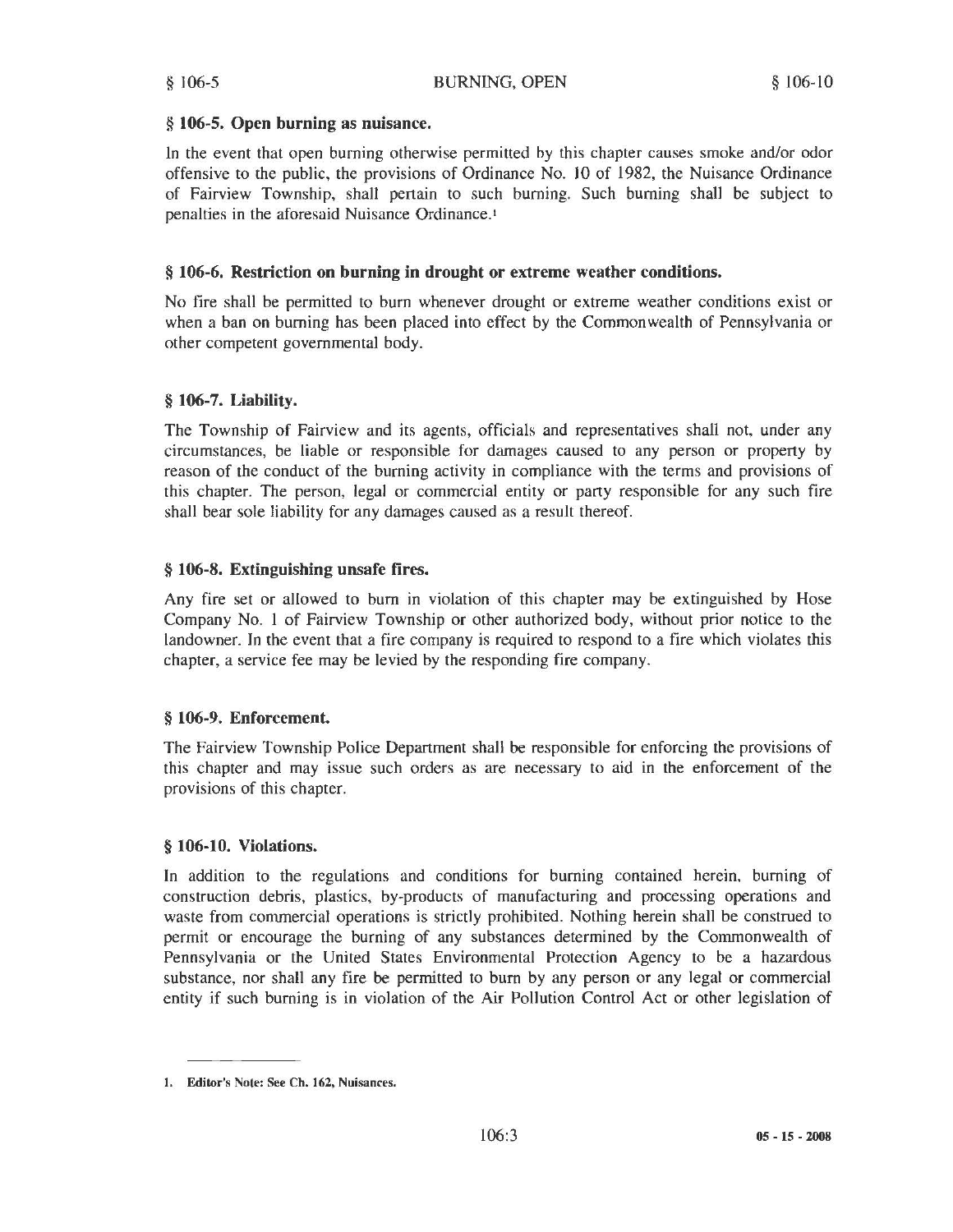## § 106-5. Open burning as nuisance.

In the event that open burning otherwise permitted by this chapter causes smoke and/or odor offensive to the public, the provisions of Ordinance No. 10 of 1982, the Nuisance Ordinance of Fairview Township, shall pertain to such burning. Such burning shall be subject to penalties in the aforesaid Nuisance Ordinance.[1]

## § 106-6. Restriction on burning in drought or extreme weather conditions.

No fire shall be permitted to burn whenever drought or extreme weather conditions exist or when a ban on burning has been placed into effect by the Commonwealth of Pennsylvania or other competent governmental body.

## § 106-7. Liability.

The Township of Fairview and its agents, officials and representatives shall not, under any circumstances, be liable or responsible for damages caused to any person or property by reason of the conduct of the burning activity in compliance with the terms and provisions of this chapter. The person, legal or commercial entity or party responsible for any such fire shall bear sole liability for any damages caused as a result thereof.

## § 106-8. Extinguishing unsafe fires.

Any fire set or allowed to burn in violation of this chapter may be extinguished by Hose Company No. 1 of Fairview Township or other authorized body, without prior notice to the landowner. In the event that a fire company is required to respond to a fire which violates this chapter, a service fee may be levied by the responding fire company.

## § 106-9. Enforcement.

The Fairview Township Police Department shall be responsible for enforcing the provisions of this chapter and may issue such orders as are necessary to aid in the enforcement of the provisions of this chapter.

## § 106-10. Violations.

In addition to the regulations and conditions for burning contained herein, burning of construction debris, plastics, by-products of manufacturing and processing operations and waste from commercial operations is strictly prohibited. Nothing herein shall be construed to permit or encourage the burning of any substances determined by the Commonwealth of Pennsylvania or the United States Environmental Protection Agency to be a hazardous substance, nor shall any fire be permitted to burn by any person or any legal or commercial entity if such burning is in violation of the Air Pollution Control Act or other legislation of

---

1. **Editor's Note: See Ch. 162, Nuisances.**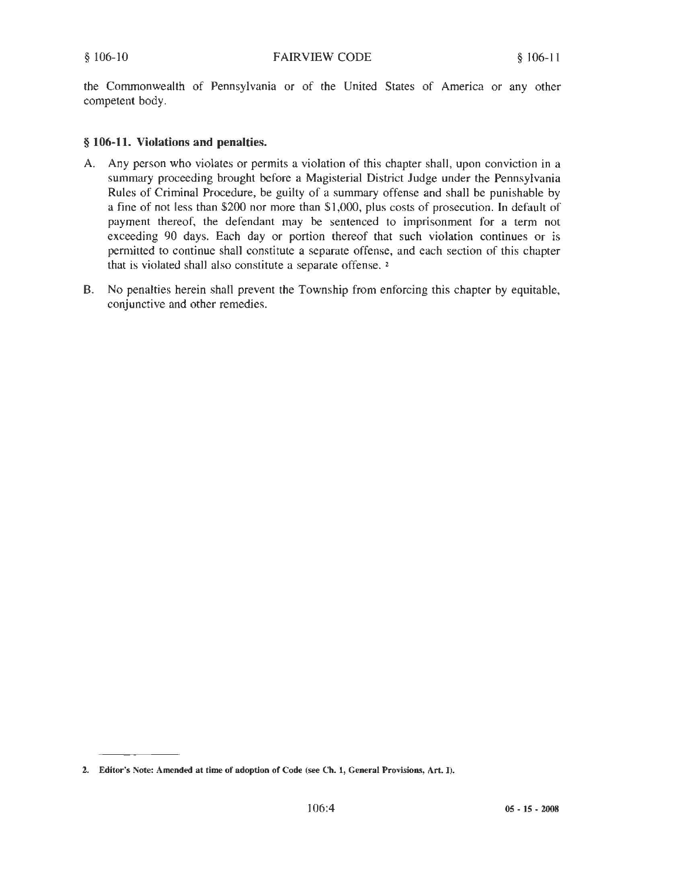the Commonwealth of Pennsylvania or of the United States of America or any other competent body.

### § 106-11. Violations and penalties.

A. Any person who violates or permits a violation of this chapter shall, upon conviction in a summary proceeding brought before a Magisterial District Judge under the Pennsylvania Rules of Criminal Procedure, be guilty of a summary offense and shall be punishable by a fine of not less than $200 nor more than $1,000, plus costs of prosecution. In default of payment thereof, the defendant may be sentenced to imprisonment for a term not exceeding 90 days. Each day or portion thereof that such violation continues or is permitted to continue shall constitute a separate offense, and each section of this chapter that is violated shall also constitute a separate offense. [2]

B. No penalties herein shall prevent the Township from enforcing this chapter by equitable, conjunctive and other remedies.

---

2. **Editor's Note: Amended at time of adoption of Code (see Ch. 1, General Provisions, Art. I).**